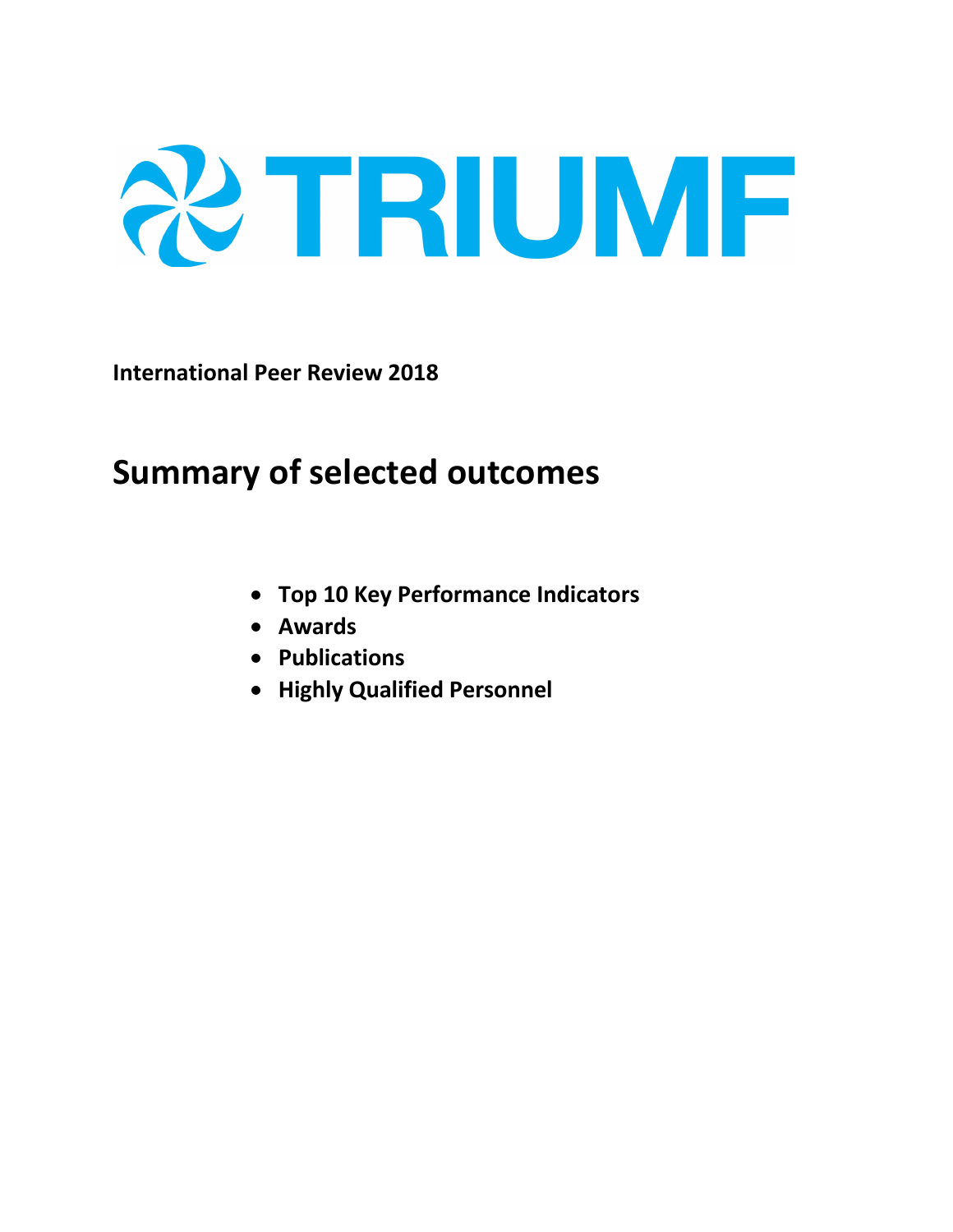# TRIUMF

**International Peer Review 2018**

## Summary of selected outcomes

- **Top 10 Key Performance Indicators**
- **Awards**
- **Publications**
- **Highly Qualified Personnel**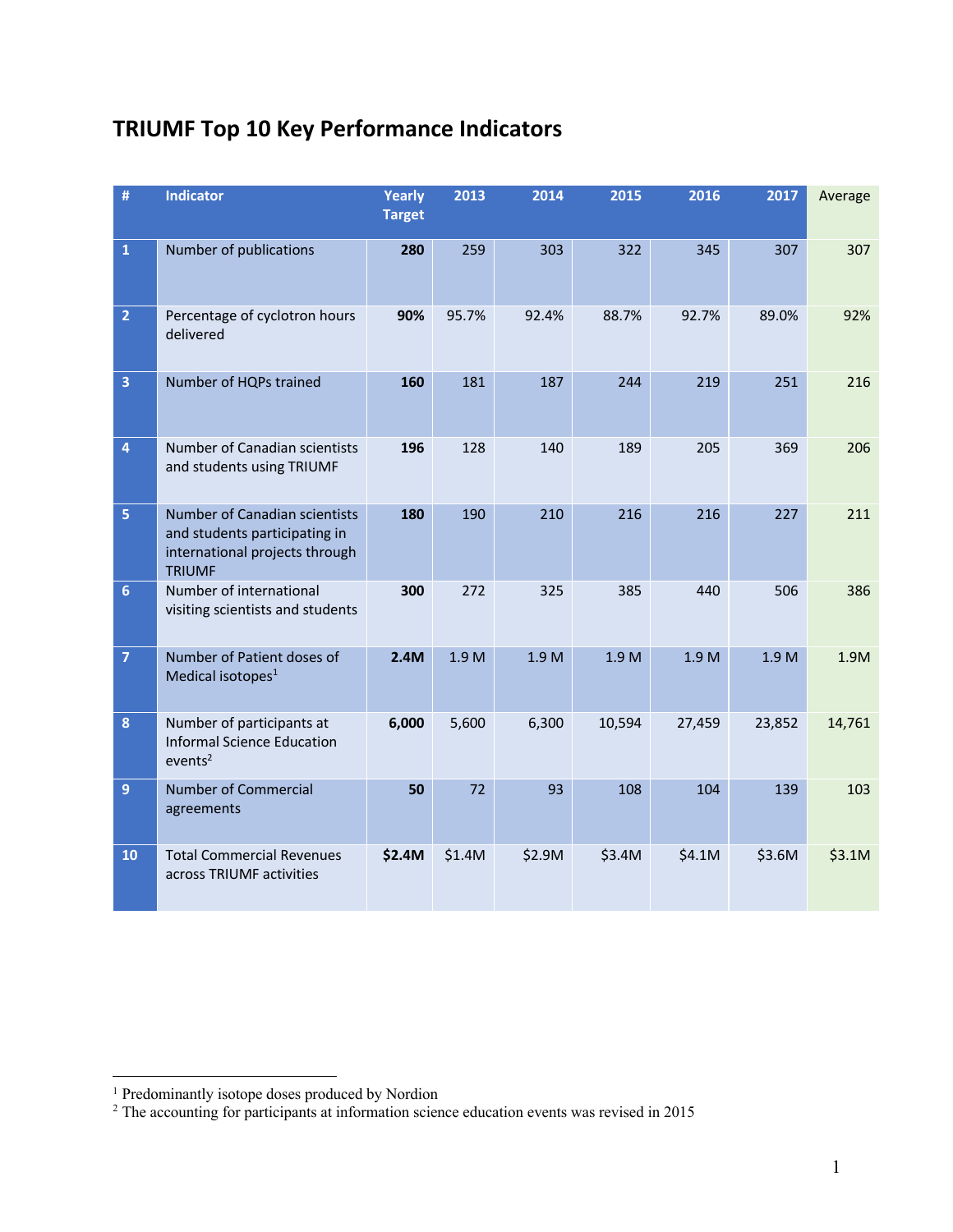# TRIUMF Top 10 Key Performance Indicators

| # | Indicator | Yearly Target | 2013 | 2014 | 2015 | 2016 | 2017 | Average |
|---|---|---|---|---|---|---|---|---|
| 1 | Number of publications | **280** | 259 | 303 | 322 | 345 | 307 | 307 |
| 2 | Percentage of cyclotron hours delivered | **90%** | 95.7% | 92.4% | 88.7% | 92.7% | 89.0% | 92% |
| 3 | Number of HQPs trained | **160** | 181 | 187 | 244 | 219 | 251 | 216 |
| 4 | Number of Canadian scientists and students using TRIUMF | **196** | 128 | 140 | 189 | 205 | 369 | 206 |
| 5 | Number of Canadian scientists and students participating in international projects through TRIUMF | **180** | 190 | 210 | 216 | 216 | 227 | 211 |
| 6 | Number of international visiting scientists and students | **300** | 272 | 325 | 385 | 440 | 506 | 386 |
| 7 | Number of Patient doses of Medical isotopes[1] | **2.4M** | 1.9 M | 1.9 M | 1.9 M | 1.9 M | 1.9 M | 1.9M |
| 8 | Number of participants at Informal Science Education events[2] | **6,000** | 5,600 | 6,300 | 10,594 | 27,459 | 23,852 | 14,761 |
| 9 | Number of Commercial agreements | **50** | 72 | 93 | 108 | 104 | 139 | 103 |
| 10 | Total Commercial Revenues across TRIUMF activities | **$2.4M** | $1.4M | $2.9M | $3.4M | $4.1M | $3.6M | $3.1M |

[1] Predominantly isotope doses produced by Nordion

[2] The accounting for participants at information science education events was revised in 2015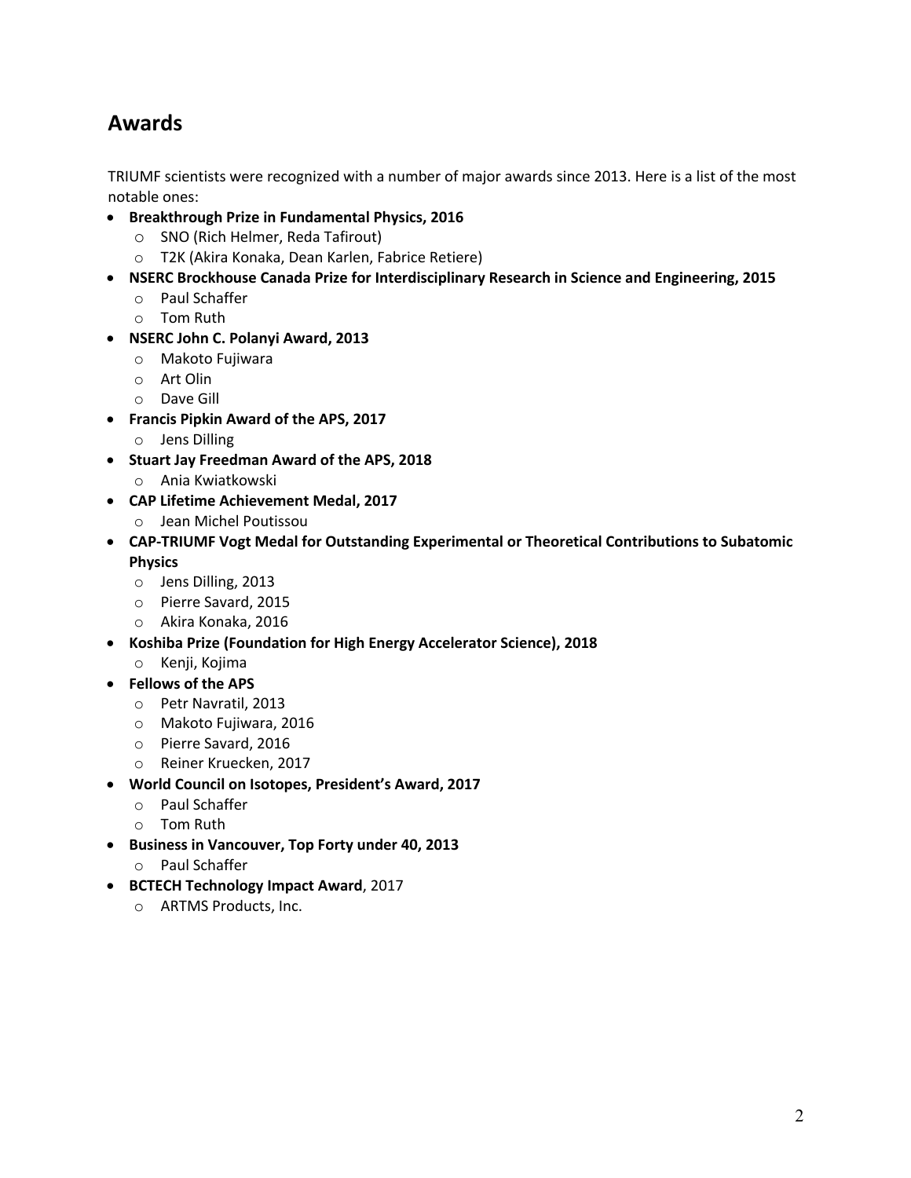## Awards

TRIUMF scientists were recognized with a number of major awards since 2013. Here is a list of the most notable ones:

- **Breakthrough Prize in Fundamental Physics, 2016**
  - SNO (Rich Helmer, Reda Tafirout)
  - T2K (Akira Konaka, Dean Karlen, Fabrice Retiere)
- **NSERC Brockhouse Canada Prize for Interdisciplinary Research in Science and Engineering, 2015**
  - Paul Schaffer
  - Tom Ruth
- **NSERC John C. Polanyi Award, 2013**
  - Makoto Fujiwara
  - Art Olin
  - Dave Gill
- **Francis Pipkin Award of the APS, 2017**
  - Jens Dilling
- **Stuart Jay Freedman Award of the APS, 2018**
  - Ania Kwiatkowski
- **CAP Lifetime Achievement Medal, 2017**
  - Jean Michel Poutissou
- **CAP-TRIUMF Vogt Medal for Outstanding Experimental or Theoretical Contributions to Subatomic Physics**
  - Jens Dilling, 2013
  - Pierre Savard, 2015
  - Akira Konaka, 2016
- **Koshiba Prize (Foundation for High Energy Accelerator Science), 2018**
  - Kenji, Kojima
- **Fellows of the APS**
  - Petr Navratil, 2013
  - Makoto Fujiwara, 2016
  - Pierre Savard, 2016
  - Reiner Kruecken, 2017
- **World Council on Isotopes, President's Award, 2017**
  - Paul Schaffer
  - Tom Ruth
- **Business in Vancouver, Top Forty under 40, 2013**
  - Paul Schaffer
- **BCTECH Technology Impact Award**, 2017
  - ARTMS Products, Inc.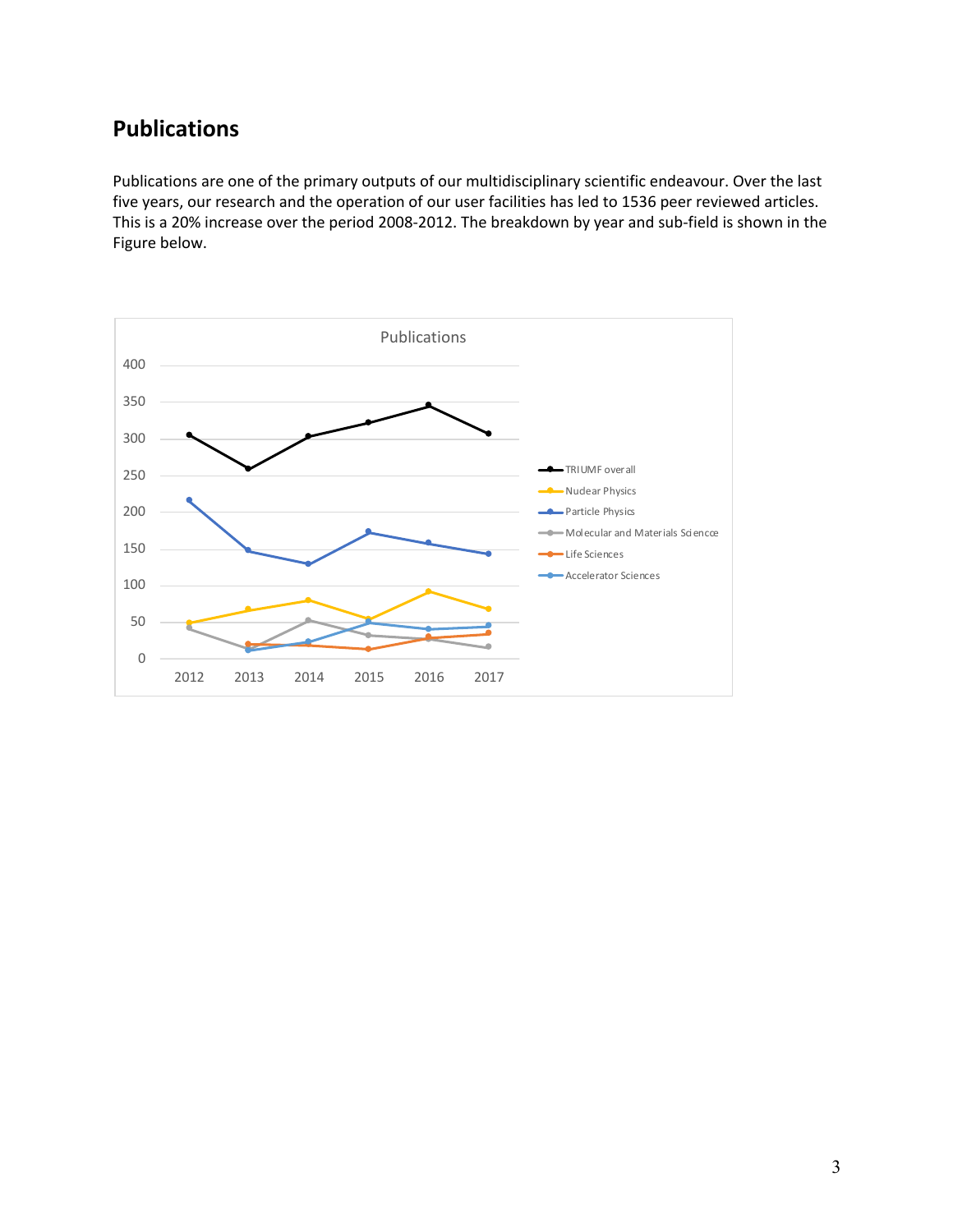## Publications

Publications are one of the primary outputs of our multidisciplinary scientific endeavour. Over the last five years, our research and the operation of our user facilities has led to 1536 peer reviewed articles. This is a 20% increase over the period 2008-2012. The breakdown by year and sub-field is shown in the Figure below.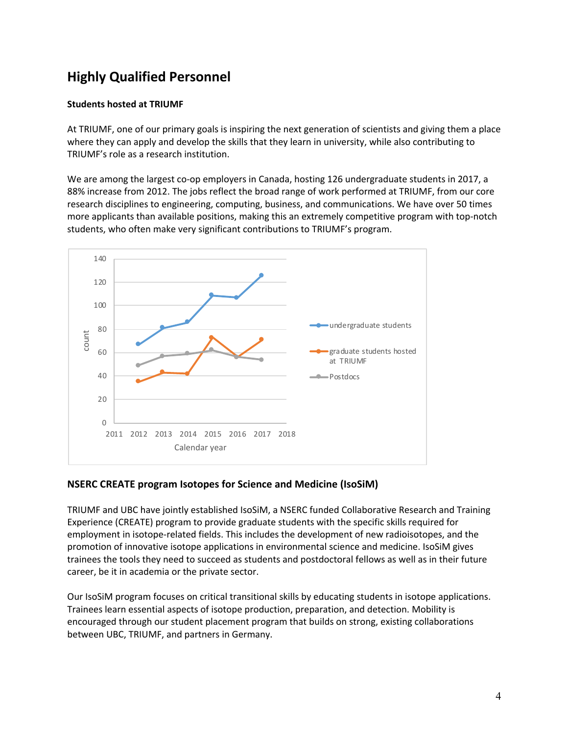## Highly Qualified Personnel

**Students hosted at TRIUMF**

At TRIUMF, one of our primary goals is inspiring the next generation of scientists and giving them a place where they can apply and develop the skills that they learn in university, while also contributing to TRIUMF's role as a research institution.

We are among the largest co-op employers in Canada, hosting 126 undergraduate students in 2017, a 88% increase from 2012. The jobs reflect the broad range of work performed at TRIUMF, from our core research disciplines to engineering, computing, business, and communications. We have over 50 times more applicants than available positions, making this an extremely competitive program with top-notch students, who often make very significant contributions to TRIUMF's program.

### NSERC CREATE program Isotopes for Science and Medicine (IsoSiM)

TRIUMF and UBC have jointly established IsoSiM, a NSERC funded Collaborative Research and Training Experience (CREATE) program to provide graduate students with the specific skills required for employment in isotope-related fields. This includes the development of new radioisotopes, and the promotion of innovative isotope applications in environmental science and medicine. IsoSiM gives trainees the tools they need to succeed as students and postdoctoral fellows as well as in their future career, be it in academia or the private sector.

Our IsoSiM program focuses on critical transitional skills by educating students in isotope applications. Trainees learn essential aspects of isotope production, preparation, and detection. Mobility is encouraged through our student placement program that builds on strong, existing collaborations between UBC, TRIUMF, and partners in Germany.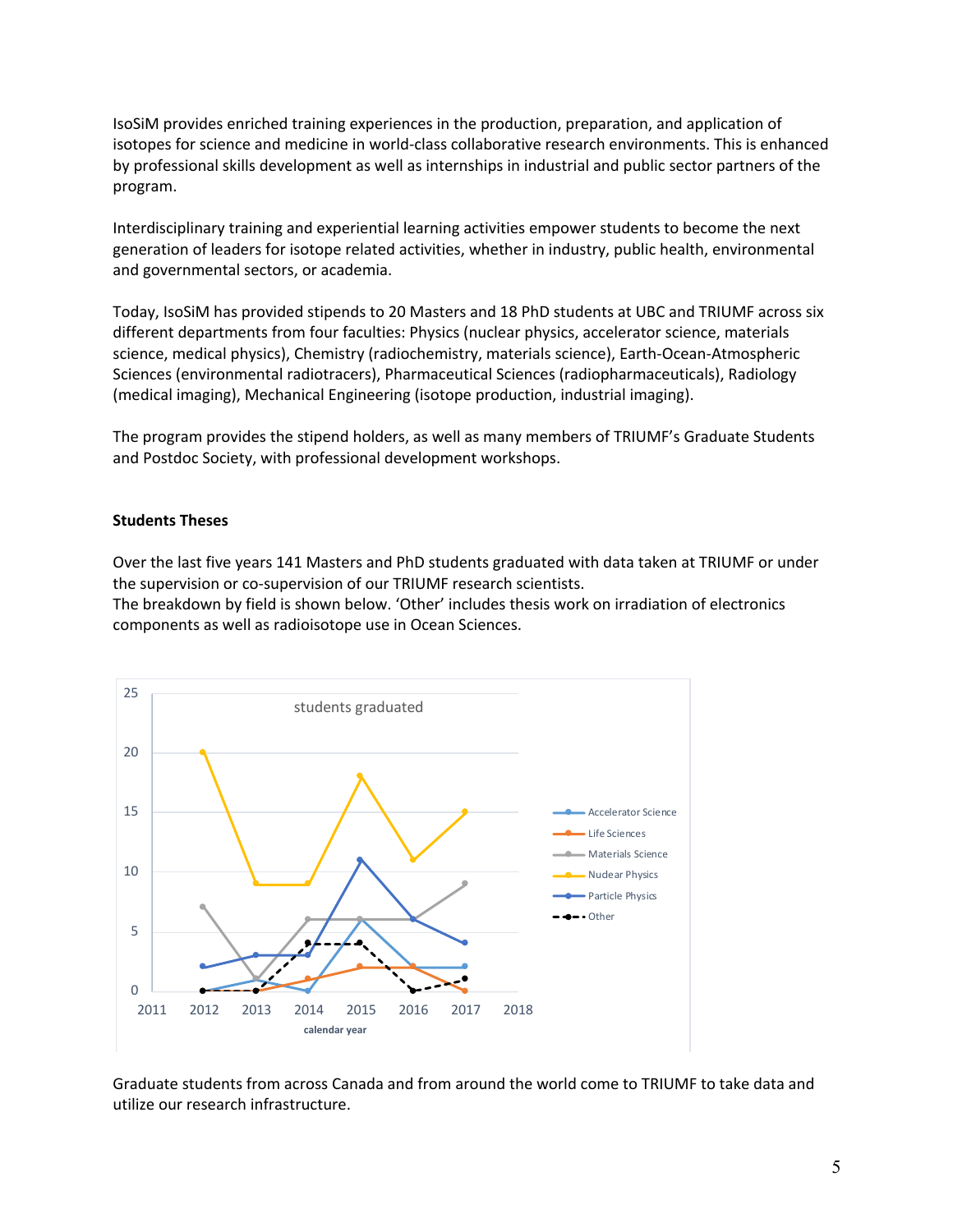IsoSiM provides enriched training experiences in the production, preparation, and application of isotopes for science and medicine in world-class collaborative research environments. This is enhanced by professional skills development as well as internships in industrial and public sector partners of the program.

Interdisciplinary training and experiential learning activities empower students to become the next generation of leaders for isotope related activities, whether in industry, public health, environmental and governmental sectors, or academia.

Today, IsoSiM has provided stipends to 20 Masters and 18 PhD students at UBC and TRIUMF across six different departments from four faculties: Physics (nuclear physics, accelerator science, materials science, medical physics), Chemistry (radiochemistry, materials science), Earth-Ocean-Atmospheric Sciences (environmental radiotracers), Pharmaceutical Sciences (radiopharmaceuticals), Radiology (medical imaging), Mechanical Engineering (isotope production, industrial imaging).

The program provides the stipend holders, as well as many members of TRIUMF's Graduate Students and Postdoc Society, with professional development workshops.

**Students Theses**

Over the last five years 141 Masters and PhD students graduated with data taken at TRIUMF or under the supervision or co-supervision of our TRIUMF research scientists.
The breakdown by field is shown below. 'Other' includes thesis work on irradiation of electronics components as well as radioisotope use in Ocean Sciences.

Graduate students from across Canada and from around the world come to TRIUMF to take data and utilize our research infrastructure.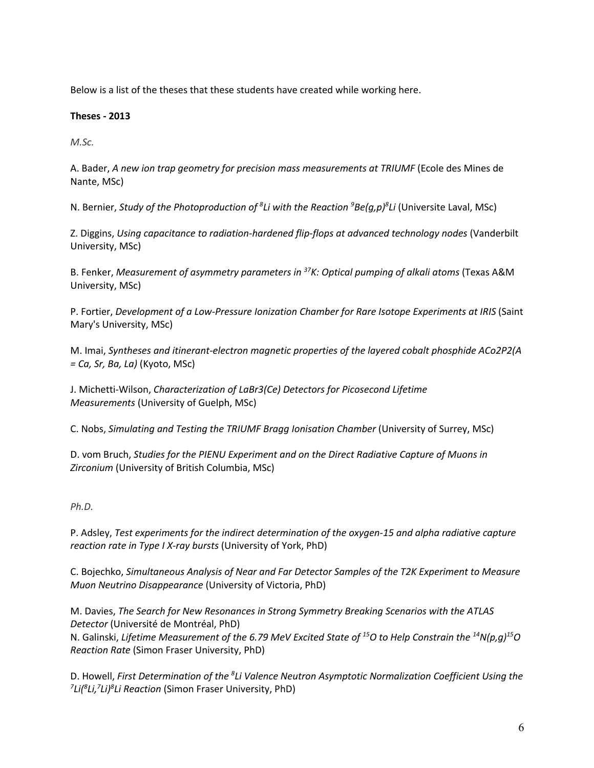Below is a list of the theses that these students have created while working here.

**Theses - 2013**

*M.Sc.*

A. Bader, *A new ion trap geometry for precision mass measurements at TRIUMF* (Ecole des Mines de Nante, MSc)

N. Bernier, *Study of the Photoproduction of $^{8}Li$ with the Reaction $^{9}Be(g,p)^{8}Li$* (Universite Laval, MSc)

Z. Diggins, *Using capacitance to radiation-hardened flip-flops at advanced technology nodes* (Vanderbilt University, MSc)

B. Fenker, *Measurement of asymmetry parameters in $^{37}K$: Optical pumping of alkali atoms* (Texas A&M University, MSc)

P. Fortier, *Development of a Low-Pressure Ionization Chamber for Rare Isotope Experiments at IRIS* (Saint Mary's University, MSc)

M. Imai, *Syntheses and itinerant-electron magnetic properties of the layered cobalt phosphide ACo2P2(A = Ca, Sr, Ba, La)* (Kyoto, MSc)

J. Michetti-Wilson, *Characterization of LaBr3(Ce) Detectors for Picosecond Lifetime Measurements* (University of Guelph, MSc)

C. Nobs, *Simulating and Testing the TRIUMF Bragg Ionisation Chamber* (University of Surrey, MSc)

D. vom Bruch, *Studies for the PIENU Experiment and on the Direct Radiative Capture of Muons in Zirconium* (University of British Columbia, MSc)

*Ph.D.*

P. Adsley, *Test experiments for the indirect determination of the oxygen-15 and alpha radiative capture reaction rate in Type I X-ray bursts* (University of York, PhD)

C. Bojechko, *Simultaneous Analysis of Near and Far Detector Samples of the T2K Experiment to Measure Muon Neutrino Disappearance* (University of Victoria, PhD)

M. Davies, *The Search for New Resonances in Strong Symmetry Breaking Scenarios with the ATLAS Detector* (Université de Montréal, PhD)
N. Galinski, *Lifetime Measurement of the 6.79 MeV Excited State of $^{15}O$ to Help Constrain the $^{14}N(p,g)^{15}O$ Reaction Rate* (Simon Fraser University, PhD)

D. Howell, *First Determination of the $^{8}Li$ Valence Neutron Asymptotic Normalization Coefficient Using the $^{7}Li(^{8}Li,^{7}Li)^{8}Li$ Reaction* (Simon Fraser University, PhD)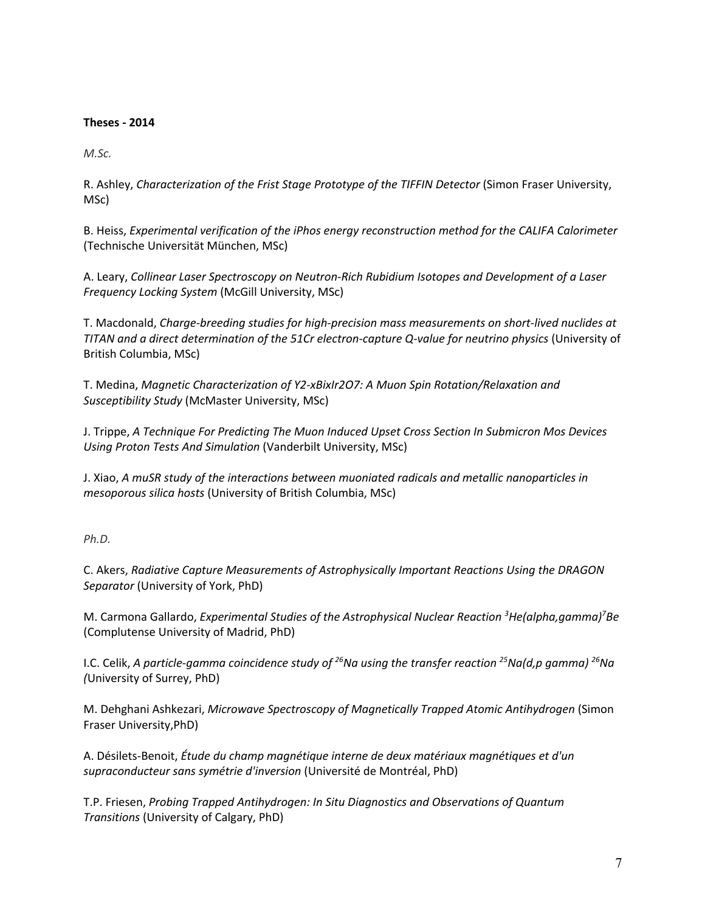**Theses - 2014**

*M.Sc.*

R. Ashley, *Characterization of the Frist Stage Prototype of the TIFFIN Detector* (Simon Fraser University, MSc)

B. Heiss, *Experimental verification of the iPhos energy reconstruction method for the CALIFA Calorimeter* (Technische Universität München, MSc)

A. Leary, *Collinear Laser Spectroscopy on Neutron-Rich Rubidium Isotopes and Development of a Laser Frequency Locking System* (McGill University, MSc)

T. Macdonald, *Charge-breeding studies for high-precision mass measurements on short-lived nuclides at TITAN and a direct determination of the 51Cr electron-capture Q-value for neutrino physics* (University of British Columbia, MSc)

T. Medina, *Magnetic Characterization of Y2-xBixIr2O7: A Muon Spin Rotation/Relaxation and Susceptibility Study* (McMaster University, MSc)

J. Trippe, *A Technique For Predicting The Muon Induced Upset Cross Section In Submicron Mos Devices Using Proton Tests And Simulation* (Vanderbilt University, MSc)

J. Xiao, *A muSR study of the interactions between muoniated radicals and metallic nanoparticles in mesoporous silica hosts* (University of British Columbia, MSc)

*Ph.D.*

C. Akers, *Radiative Capture Measurements of Astrophysically Important Reactions Using the DRAGON Separator* (University of York, PhD)

M. Carmona Gallardo, *Experimental Studies of the Astrophysical Nuclear Reaction $^{3}He(alpha,gamma)^{7}Be$* (Complutense University of Madrid, PhD)

I.C. Celik, *A particle-gamma coincidence study of $^{26}Na$ using the transfer reaction $^{25}Na(d,p\ gamma)\ ^{26}Na$* (University of Surrey, PhD)

M. Dehghani Ashkezari, *Microwave Spectroscopy of Magnetically Trapped Atomic Antihydrogen* (Simon Fraser University,PhD)

A. Désilets-Benoit, *Étude du champ magnétique interne de deux matériaux magnétiques et d'un supraconducteur sans symétrie d'inversion* (Université de Montréal, PhD)

T.P. Friesen, *Probing Trapped Antihydrogen: In Situ Diagnostics and Observations of Quantum Transitions* (University of Calgary, PhD)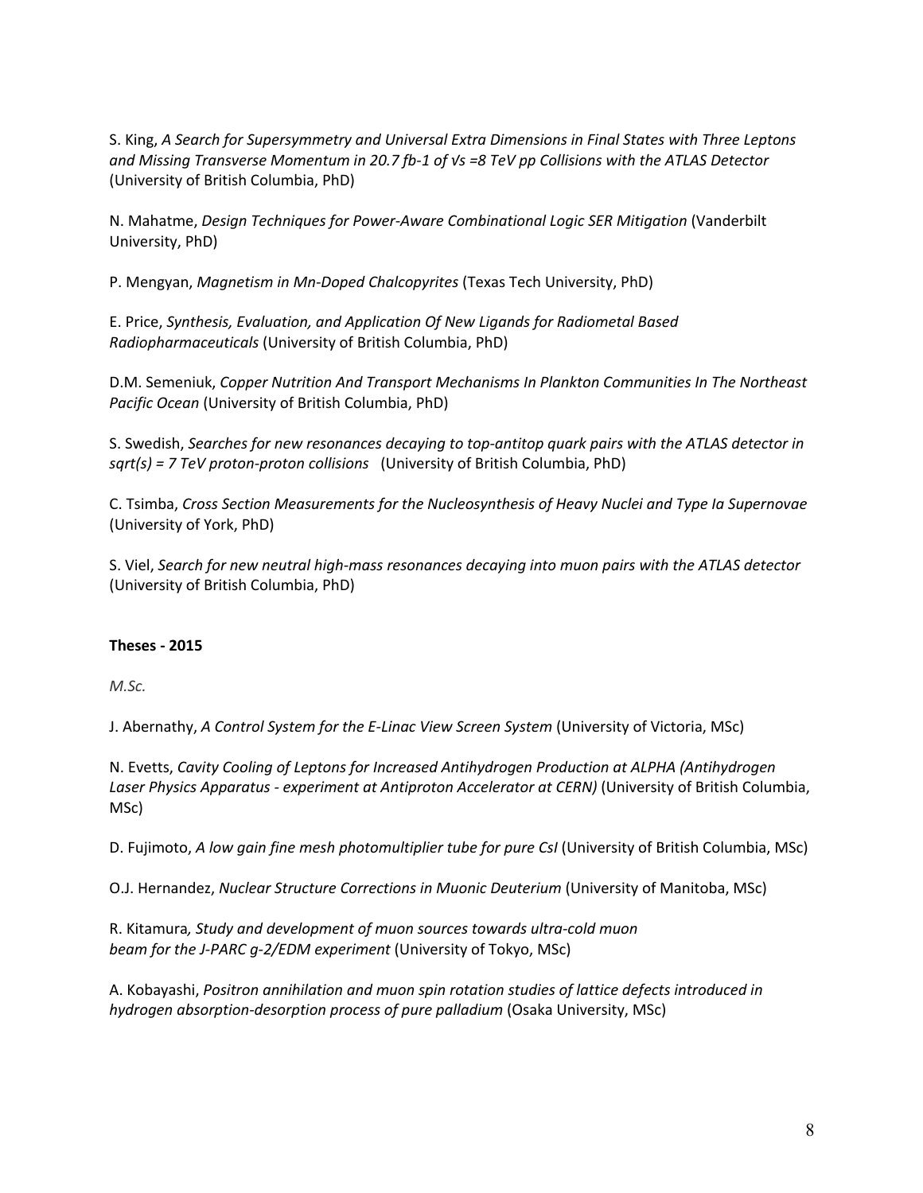S. King, *A Search for Supersymmetry and Universal Extra Dimensions in Final States with Three Leptons and Missing Transverse Momentum in 20.7 fb-1 of √s =8 TeV pp Collisions with the ATLAS Detector* (University of British Columbia, PhD)

N. Mahatme, *Design Techniques for Power-Aware Combinational Logic SER Mitigation* (Vanderbilt University, PhD)

P. Mengyan, *Magnetism in Mn-Doped Chalcopyrites* (Texas Tech University, PhD)

E. Price, *Synthesis, Evaluation, and Application Of New Ligands for Radiometal Based Radiopharmaceuticals* (University of British Columbia, PhD)

D.M. Semeniuk, *Copper Nutrition And Transport Mechanisms In Plankton Communities In The Northeast Pacific Ocean* (University of British Columbia, PhD)

S. Swedish, *Searches for new resonances decaying to top-antitop quark pairs with the ATLAS detector in sqrt(s) = 7 TeV proton-proton collisions* (University of British Columbia, PhD)

C. Tsimba, *Cross Section Measurements for the Nucleosynthesis of Heavy Nuclei and Type Ia Supernovae* (University of York, PhD)

S. Viel, *Search for new neutral high-mass resonances decaying into muon pairs with the ATLAS detector* (University of British Columbia, PhD)

**Theses - 2015**

*M.Sc.*

J. Abernathy, *A Control System for the E-Linac View Screen System* (University of Victoria, MSc)

N. Evetts, *Cavity Cooling of Leptons for Increased Antihydrogen Production at ALPHA (Antihydrogen Laser Physics Apparatus - experiment at Antiproton Accelerator at CERN)* (University of British Columbia, MSc)

D. Fujimoto, *A low gain fine mesh photomultiplier tube for pure CsI* (University of British Columbia, MSc)

O.J. Hernandez, *Nuclear Structure Corrections in Muonic Deuterium* (University of Manitoba, MSc)

R. Kitamura*, Study and development of muon sources towards ultra-cold muon beam for the J-PARC g-2/EDM experiment* (University of Tokyo, MSc)

A. Kobayashi, *Positron annihilation and muon spin rotation studies of lattice defects introduced in hydrogen absorption-desorption process of pure palladium* (Osaka University, MSc)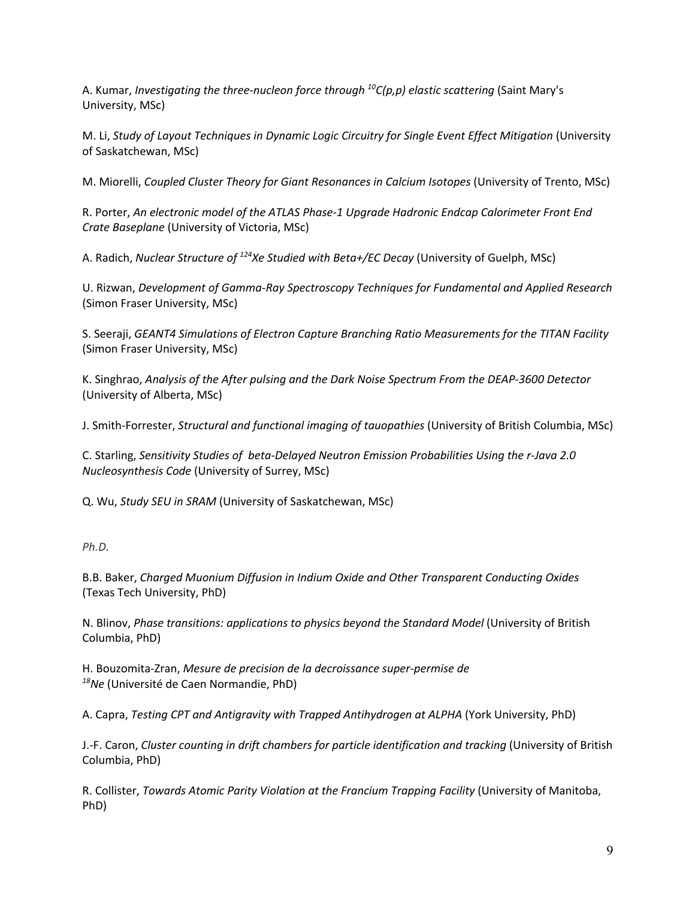A. Kumar, *Investigating the three-nucleon force through $^{10}C(p,p)$ elastic scattering* (Saint Mary's University, MSc)

M. Li, *Study of Layout Techniques in Dynamic Logic Circuitry for Single Event Effect Mitigation* (University of Saskatchewan, MSc)

M. Miorelli, *Coupled Cluster Theory for Giant Resonances in Calcium Isotopes* (University of Trento, MSc)

R. Porter, *An electronic model of the ATLAS Phase-1 Upgrade Hadronic Endcap Calorimeter Front End Crate Baseplane* (University of Victoria, MSc)

A. Radich, *Nuclear Structure of $^{124}Xe$ Studied with Beta+/EC Decay* (University of Guelph, MSc)

U. Rizwan, *Development of Gamma-Ray Spectroscopy Techniques for Fundamental and Applied Research* (Simon Fraser University, MSc)

S. Seeraji, *GEANT4 Simulations of Electron Capture Branching Ratio Measurements for the TITAN Facility* (Simon Fraser University, MSc)

K. Singhrao, *Analysis of the After pulsing and the Dark Noise Spectrum From the DEAP-3600 Detector* (University of Alberta, MSc)

J. Smith-Forrester, *Structural and functional imaging of tauopathies* (University of British Columbia, MSc)

C. Starling, *Sensitivity Studies of beta-Delayed Neutron Emission Probabilities Using the r-Java 2.0 Nucleosynthesis Code* (University of Surrey, MSc)

Q. Wu, *Study SEU in SRAM* (University of Saskatchewan, MSc)

*Ph.D.*

B.B. Baker, *Charged Muonium Diffusion in Indium Oxide and Other Transparent Conducting Oxides* (Texas Tech University, PhD)

N. Blinov, *Phase transitions: applications to physics beyond the Standard Model* (University of British Columbia, PhD)

H. Bouzomita-Zran, *Mesure de precision de la decroissance super-permise de $^{18}Ne$* (Université de Caen Normandie, PhD)

A. Capra, *Testing CPT and Antigravity with Trapped Antihydrogen at ALPHA* (York University, PhD)

J.-F. Caron, *Cluster counting in drift chambers for particle identification and tracking* (University of British Columbia, PhD)

R. Collister, *Towards Atomic Parity Violation at the Francium Trapping Facility* (University of Manitoba, PhD)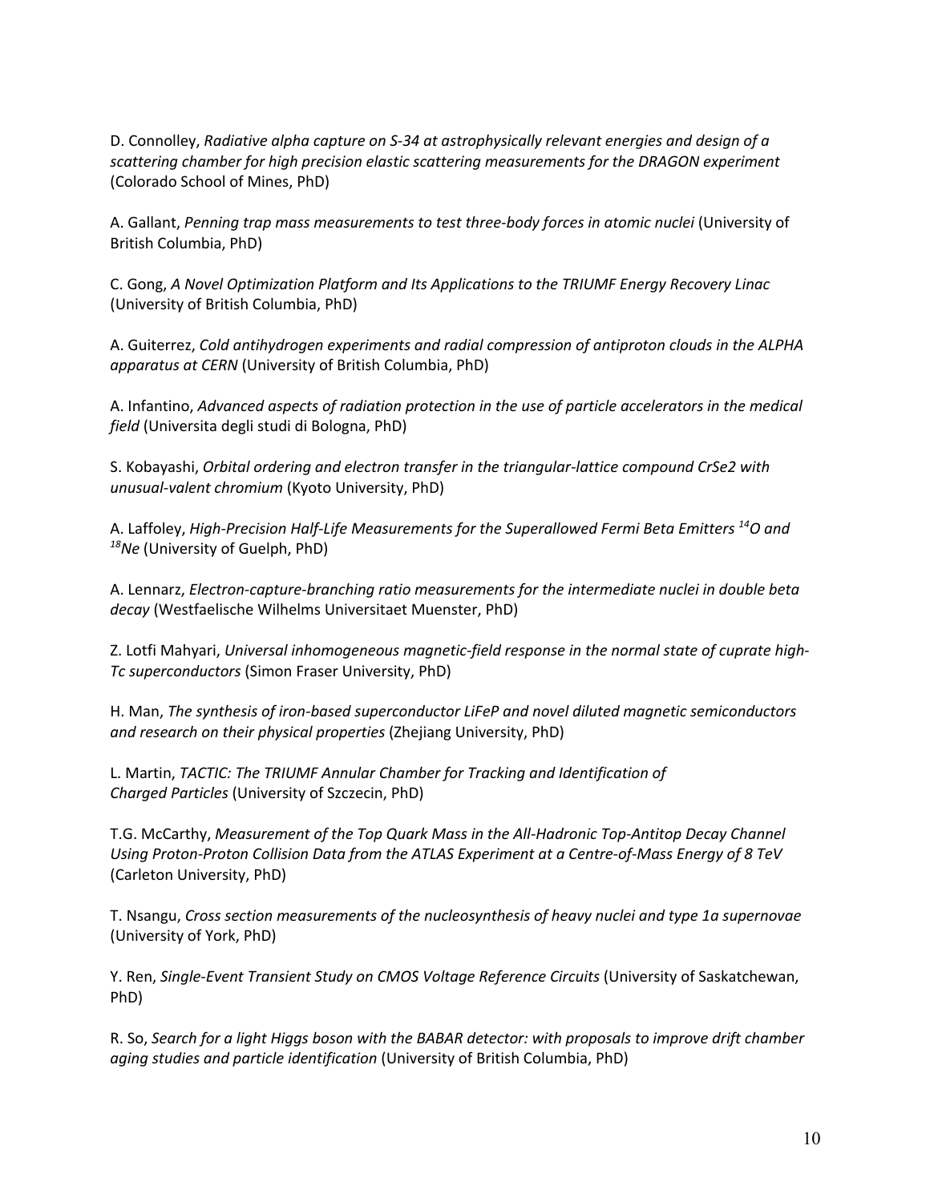D. Connolley, *Radiative alpha capture on S-34 at astrophysically relevant energies and design of a scattering chamber for high precision elastic scattering measurements for the DRAGON experiment* (Colorado School of Mines, PhD)

A. Gallant, *Penning trap mass measurements to test three-body forces in atomic nuclei* (University of British Columbia, PhD)

C. Gong, *A Novel Optimization Platform and Its Applications to the TRIUMF Energy Recovery Linac* (University of British Columbia, PhD)

A. Guiterrez, *Cold antihydrogen experiments and radial compression of antiproton clouds in the ALPHA apparatus at CERN* (University of British Columbia, PhD)

A. Infantino, *Advanced aspects of radiation protection in the use of particle accelerators in the medical field* (Universita degli studi di Bologna, PhD)

S. Kobayashi, *Orbital ordering and electron transfer in the triangular-lattice compound CrSe2 with unusual-valent chromium* (Kyoto University, PhD)

A. Laffoley, *High-Precision Half-Life Measurements for the Superallowed Fermi Beta Emitters $^{14}$O and $^{18}$Ne* (University of Guelph, PhD)

A. Lennarz, *Electron-capture-branching ratio measurements for the intermediate nuclei in double beta decay* (Westfaelische Wilhelms Universitaet Muenster, PhD)

Z. Lotfi Mahyari, *Universal inhomogeneous magnetic-field response in the normal state of cuprate high-Tc superconductors* (Simon Fraser University, PhD)

H. Man, *The synthesis of iron-based superconductor LiFeP and novel diluted magnetic semiconductors and research on their physical properties* (Zhejiang University, PhD)

L. Martin, *TACTIC: The TRIUMF Annular Chamber for Tracking and Identification of Charged Particles* (University of Szczecin, PhD)

T.G. McCarthy, *Measurement of the Top Quark Mass in the All-Hadronic Top-Antitop Decay Channel Using Proton-Proton Collision Data from the ATLAS Experiment at a Centre-of-Mass Energy of 8 TeV* (Carleton University, PhD)

T. Nsangu, *Cross section measurements of the nucleosynthesis of heavy nuclei and type 1a supernovae* (University of York, PhD)

Y. Ren, *Single-Event Transient Study on CMOS Voltage Reference Circuits* (University of Saskatchewan, PhD)

R. So, *Search for a light Higgs boson with the BABAR detector: with proposals to improve drift chamber aging studies and particle identification* (University of British Columbia, PhD)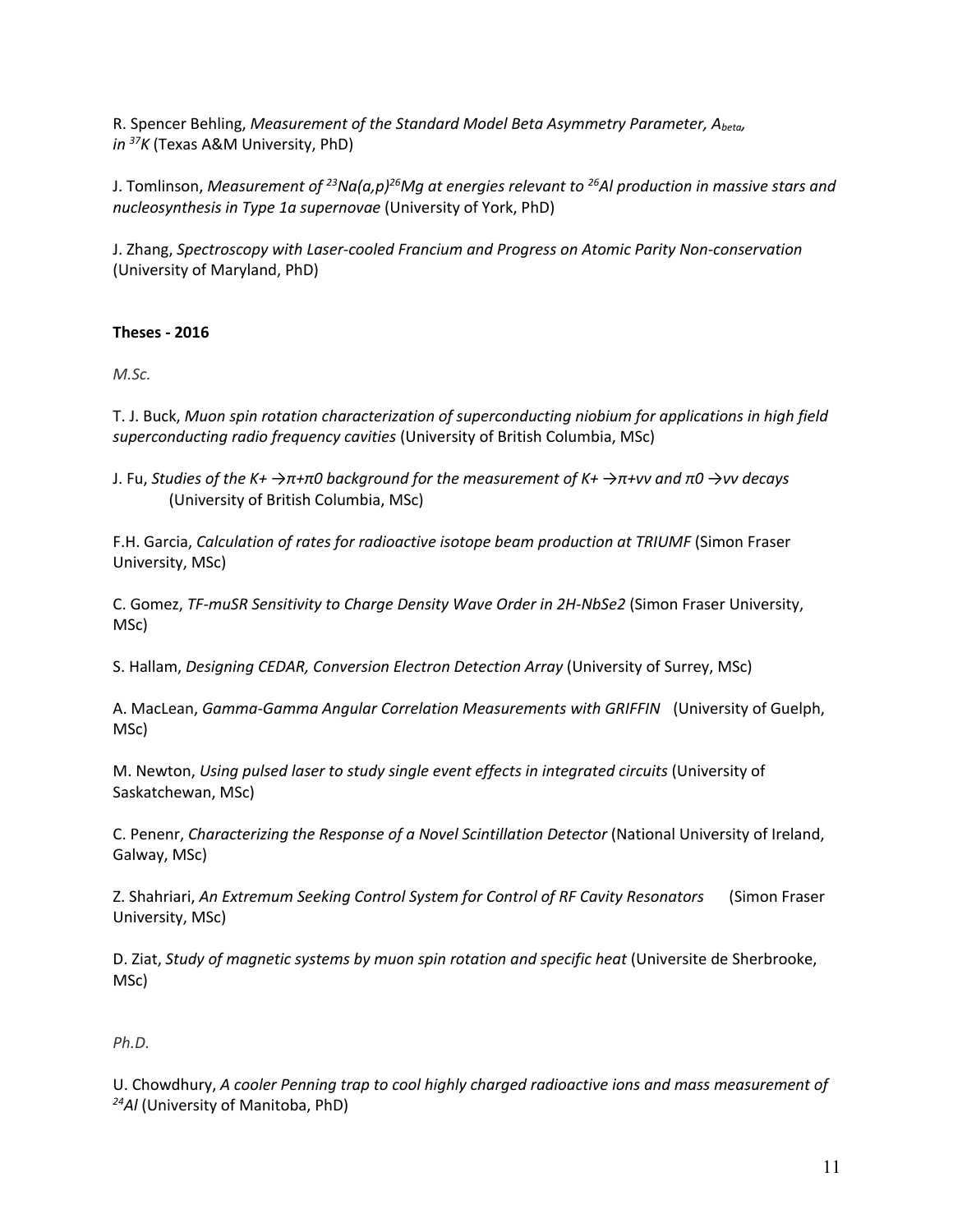R. Spencer Behling, *Measurement of the Standard Model Beta Asymmetry Parameter, $A_{beta}$, in $^{37}K$* (Texas A&M University, PhD)

J. Tomlinson, *Measurement of $^{23}Na(a,p)^{26}Mg$ at energies relevant to $^{26}Al$ production in massive stars and nucleosynthesis in Type 1a supernovae* (University of York, PhD)

J. Zhang, *Spectroscopy with Laser-cooled Francium and Progress on Atomic Parity Non-conservation* (University of Maryland, PhD)

**Theses - 2016**

*M.Sc.*

T. J. Buck, *Muon spin rotation characterization of superconducting niobium for applications in high field superconducting radio frequency cavities* (University of British Columbia, MSc)

J. Fu, *Studies of the K+ →π+π0 background for the measurement of K+ →π+νν and π0 →νν decays* (University of British Columbia, MSc)

F.H. Garcia, *Calculation of rates for radioactive isotope beam production at TRIUMF* (Simon Fraser University, MSc)

C. Gomez, *TF-muSR Sensitivity to Charge Density Wave Order in 2H-NbSe2* (Simon Fraser University, MSc)

S. Hallam, *Designing CEDAR, Conversion Electron Detection Array* (University of Surrey, MSc)

A. MacLean, *Gamma-Gamma Angular Correlation Measurements with GRIFFIN* (University of Guelph, MSc)

M. Newton, *Using pulsed laser to study single event effects in integrated circuits* (University of Saskatchewan, MSc)

C. Penenr, *Characterizing the Response of a Novel Scintillation Detector* (National University of Ireland, Galway, MSc)

Z. Shahriari, *An Extremum Seeking Control System for Control of RF Cavity Resonators* (Simon Fraser University, MSc)

D. Ziat, *Study of magnetic systems by muon spin rotation and specific heat* (Universite de Sherbrooke, MSc)

*Ph.D.*

U. Chowdhury, *A cooler Penning trap to cool highly charged radioactive ions and mass measurement of $^{24}Al$* (University of Manitoba, PhD)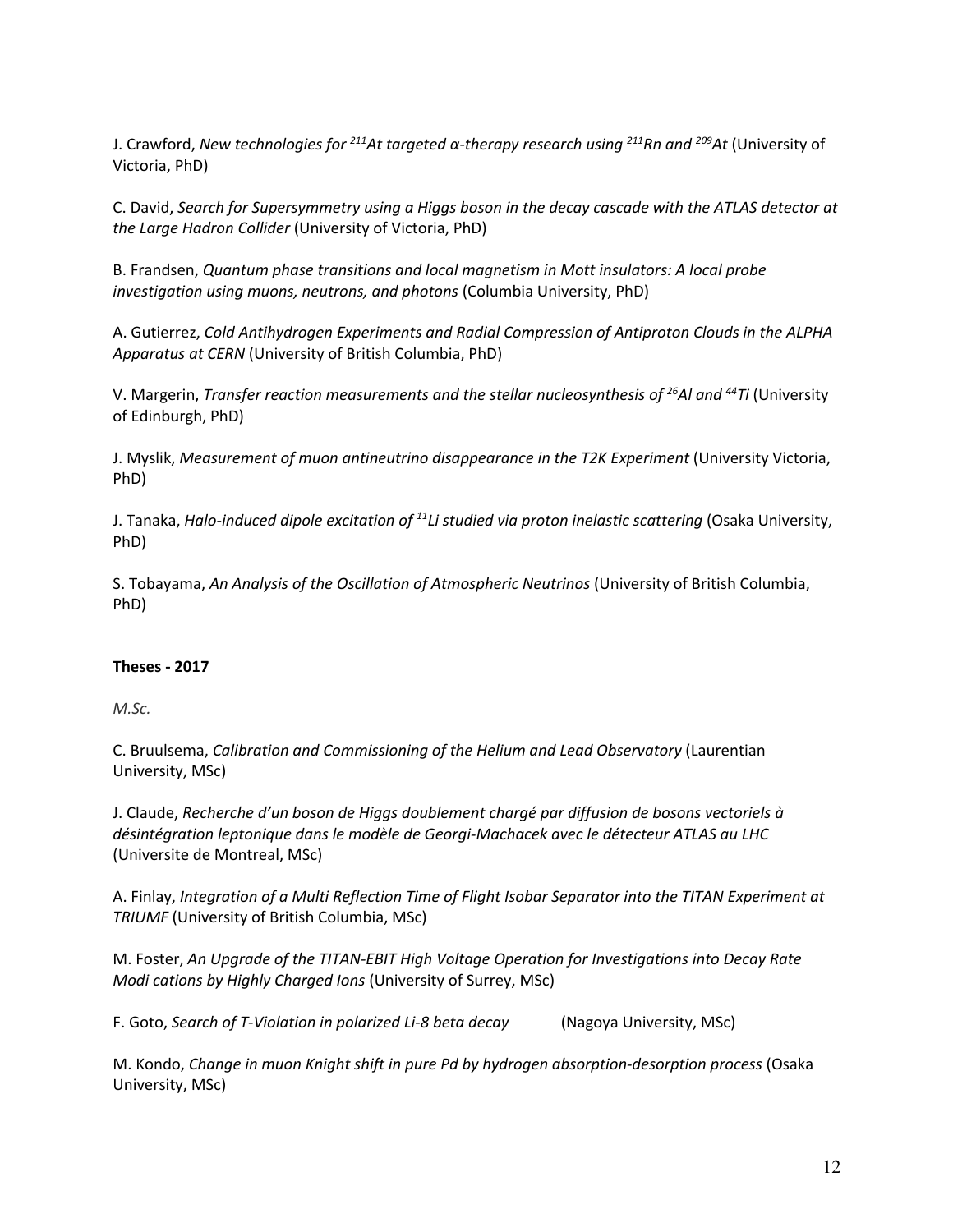J. Crawford, *New technologies for $^{211}At$ targeted α-therapy research using $^{211}Rn$ and $^{209}At$* (University of Victoria, PhD)

C. David, *Search for Supersymmetry using a Higgs boson in the decay cascade with the ATLAS detector at the Large Hadron Collider* (University of Victoria, PhD)

B. Frandsen, *Quantum phase transitions and local magnetism in Mott insulators: A local probe investigation using muons, neutrons, and photons* (Columbia University, PhD)

A. Gutierrez, *Cold Antihydrogen Experiments and Radial Compression of Antiproton Clouds in the ALPHA Apparatus at CERN* (University of British Columbia, PhD)

V. Margerin, *Transfer reaction measurements and the stellar nucleosynthesis of $^{26}Al$ and $^{44}Ti$* (University of Edinburgh, PhD)

J. Myslik, *Measurement of muon antineutrino disappearance in the T2K Experiment* (University Victoria, PhD)

J. Tanaka, *Halo-induced dipole excitation of $^{11}Li$ studied via proton inelastic scattering* (Osaka University, PhD)

S. Tobayama, *An Analysis of the Oscillation of Atmospheric Neutrinos* (University of British Columbia, PhD)

**Theses - 2017**

*M.Sc.*

C. Bruulsema, *Calibration and Commissioning of the Helium and Lead Observatory* (Laurentian University, MSc)

J. Claude, *Recherche d'un boson de Higgs doublement chargé par diffusion de bosons vectoriels à désintégration leptonique dans le modèle de Georgi-Machacek avec le détecteur ATLAS au LHC* (Universite de Montreal, MSc)

A. Finlay, *Integration of a Multi Reflection Time of Flight Isobar Separator into the TITAN Experiment at TRIUMF* (University of British Columbia, MSc)

M. Foster, *An Upgrade of the TITAN-EBIT High Voltage Operation for Investigations into Decay Rate Modi cations by Highly Charged Ions* (University of Surrey, MSc)

F. Goto, *Search of T-Violation in polarized Li-8 beta decay* (Nagoya University, MSc)

M. Kondo, *Change in muon Knight shift in pure Pd by hydrogen absorption-desorption process* (Osaka University, MSc)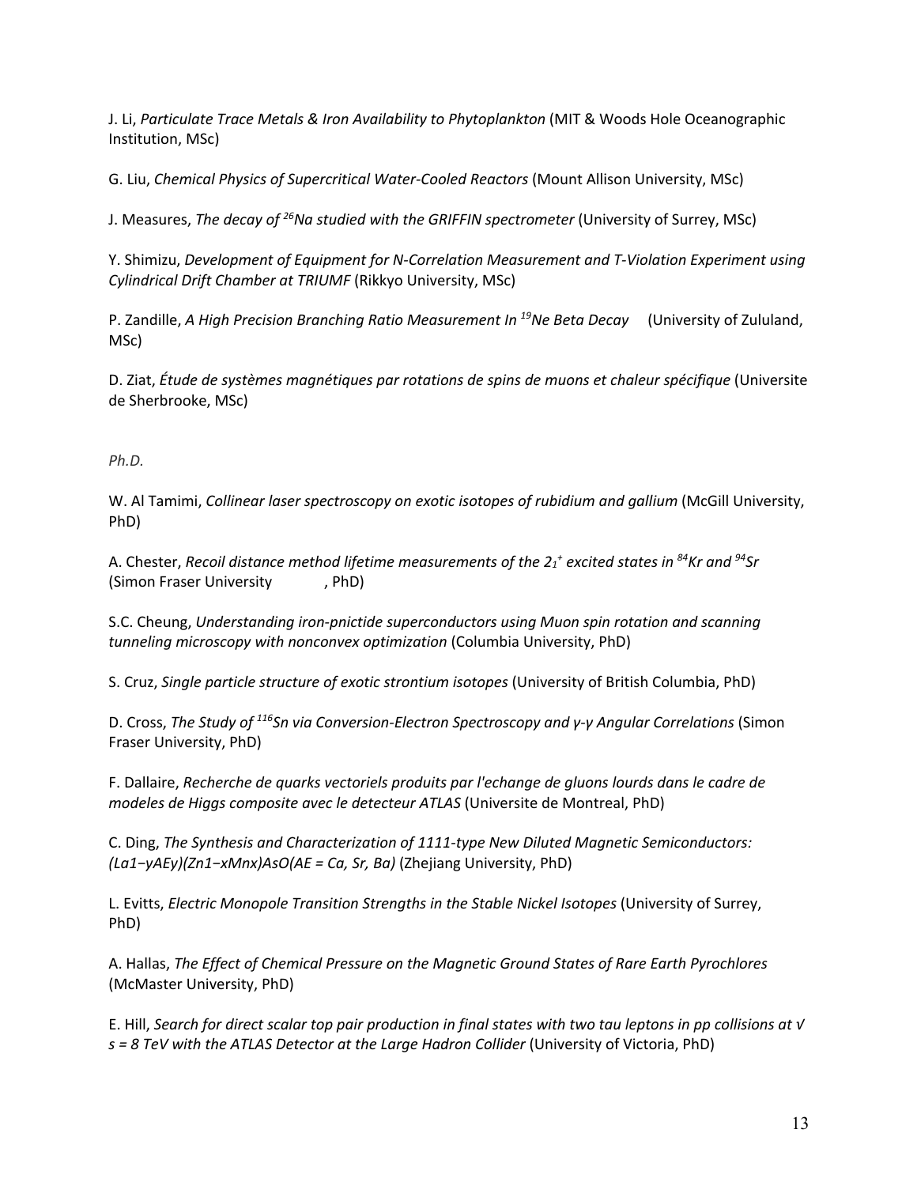J. Li, *Particulate Trace Metals & Iron Availability to Phytoplankton* (MIT & Woods Hole Oceanographic Institution, MSc)

G. Liu, *Chemical Physics of Supercritical Water-Cooled Reactors* (Mount Allison University, MSc)

J. Measures, *The decay of $^{26}$Na studied with the GRIFFIN spectrometer* (University of Surrey, MSc)

Y. Shimizu, *Development of Equipment for N-Correlation Measurement and T-Violation Experiment using Cylindrical Drift Chamber at TRIUMF* (Rikkyo University, MSc)

P. Zandille, *A High Precision Branching Ratio Measurement In $^{19}$Ne Beta Decay* (University of Zululand, MSc)

D. Ziat, *Étude de systèmes magnétiques par rotations de spins de muons et chaleur spécifique* (Universite de Sherbrooke, MSc)

*Ph.D.*

W. Al Tamimi, *Collinear laser spectroscopy on exotic isotopes of rubidium and gallium* (McGill University, PhD)

A. Chester, *Recoil distance method lifetime measurements of the $2_1^+$ excited states in $^{84}$Kr and $^{94}$Sr* (Simon Fraser University, PhD)

S.C. Cheung, *Understanding iron-pnictide superconductors using Muon spin rotation and scanning tunneling microscopy with nonconvex optimization* (Columbia University, PhD)

S. Cruz, *Single particle structure of exotic strontium isotopes* (University of British Columbia, PhD)

D. Cross, *The Study of $^{116}$Sn via Conversion-Electron Spectroscopy and γ-γ Angular Correlations* (Simon Fraser University, PhD)

F. Dallaire, *Recherche de quarks vectoriels produits par l'echange de gluons lourds dans le cadre de modeles de Higgs composite avec le detecteur ATLAS* (Universite de Montreal, PhD)

C. Ding, *The Synthesis and Characterization of 1111-type New Diluted Magnetic Semiconductors: $(La_{1-y}AE_y)(Zn_{1-x}Mn_x)AsO$ (AE = Ca, Sr, Ba)* (Zhejiang University, PhD)

L. Evitts, *Electric Monopole Transition Strengths in the Stable Nickel Isotopes* (University of Surrey, PhD)

A. Hallas, *The Effect of Chemical Pressure on the Magnetic Ground States of Rare Earth Pyrochlores* (McMaster University, PhD)

E. Hill, *Search for direct scalar top pair production in final states with two tau leptons in pp collisions at $\sqrt{s}$ = 8 TeV with the ATLAS Detector at the Large Hadron Collider* (University of Victoria, PhD)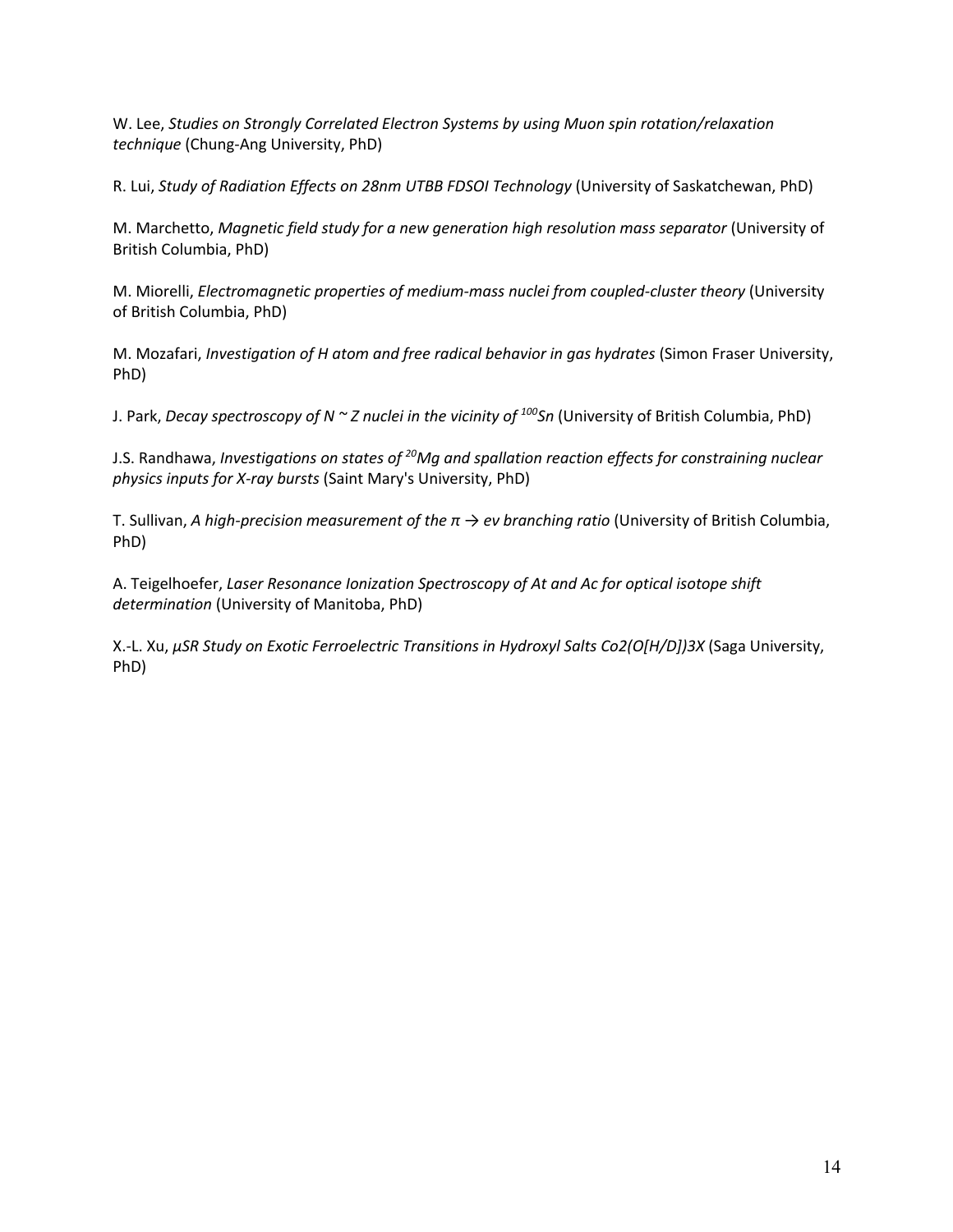W. Lee, *Studies on Strongly Correlated Electron Systems by using Muon spin rotation/relaxation technique* (Chung-Ang University, PhD)

R. Lui, *Study of Radiation Effects on 28nm UTBB FDSOI Technology* (University of Saskatchewan, PhD)

M. Marchetto, *Magnetic field study for a new generation high resolution mass separator* (University of British Columbia, PhD)

M. Miorelli, *Electromagnetic properties of medium-mass nuclei from coupled-cluster theory* (University of British Columbia, PhD)

M. Mozafari, *Investigation of H atom and free radical behavior in gas hydrates* (Simon Fraser University, PhD)

J. Park, *Decay spectroscopy of N ~ Z nuclei in the vicinity of* $^{100}Sn$ (University of British Columbia, PhD)

J.S. Randhawa, *Investigations on states of* $^{20}Mg$ *and spallation reaction effects for constraining nuclear physics inputs for X-ray bursts* (Saint Mary's University, PhD)

T. Sullivan, *A high-precision measurement of the* $\pi \rightarrow e\nu$ *branching ratio* (University of British Columbia, PhD)

A. Teigelhoefer, *Laser Resonance Ionization Spectroscopy of At and Ac for optical isotope shift determination* (University of Manitoba, PhD)

X.-L. Xu, *μSR Study on Exotic Ferroelectric Transitions in Hydroxyl Salts Co2(O[H/D])3X* (Saga University, PhD)